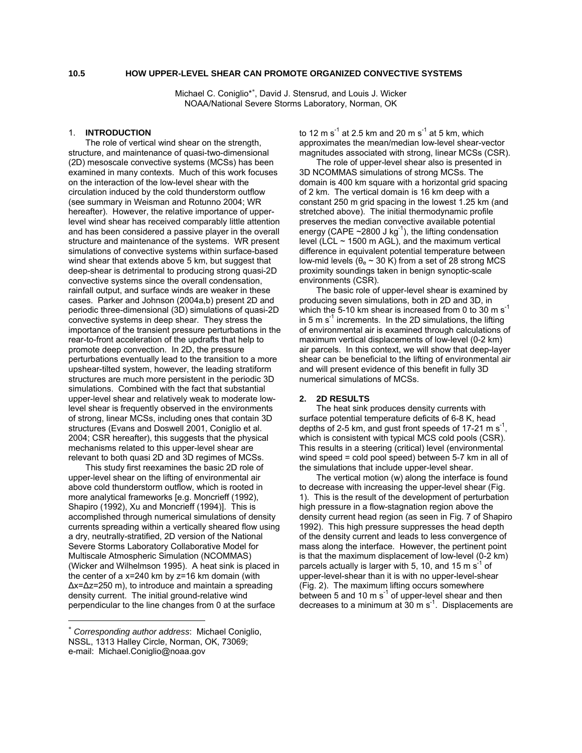**10.5 HOW UPPER-LEVEL SHEAR CAN PROMOTE ORGANIZED CONVECTIVE SYSTEMS**

Michael C. Coniglio*[*], David J. Stensrud, and Louis J. Wicker
NOAA/National Severe Storms Laboratory, Norman, OK

## 1. INTRODUCTION

The role of vertical wind shear on the strength, structure, and maintenance of quasi-two-dimensional (2D) mesoscale convective systems (MCSs) has been examined in many contexts. Much of this work focuses on the interaction of the low-level shear with the circulation induced by the cold thunderstorm outflow (see summary in Weisman and Rotunno 2004; WR hereafter). However, the relative importance of upper-level wind shear has received comparably little attention and has been considered a passive player in the overall structure and maintenance of the systems. WR present simulations of convective systems within surface-based wind shear that extends above 5 km, but suggest that deep-shear is detrimental to producing strong quasi-2D convective systems since the overall condensation, rainfall output, and surface winds are weaker in these cases. Parker and Johnson (2004a,b) present 2D and periodic three-dimensional (3D) simulations of quasi-2D convective systems in deep shear. They stress the importance of the transient pressure perturbations in the rear-to-front acceleration of the updrafts that help to promote deep convection. In 2D, the pressure perturbations eventually lead to the transition to a more upshear-tilted system, however, the leading stratiform structures are much more persistent in the periodic 3D simulations. Combined with the fact that substantial upper-level shear and relatively weak to moderate low-level shear is frequently observed in the environments of strong, linear MCSs, including ones that contain 3D structures (Evans and Doswell 2001, Coniglio et al. 2004; CSR hereafter), this suggests that the physical mechanisms related to this upper-level shear are relevant to both quasi 2D and 3D regimes of MCSs.

This study first reexamines the basic 2D role of upper-level shear on the lifting of environmental air above cold thunderstorm outflow, which is rooted in more analytical frameworks [e.g. Moncrieff (1992), Shapiro (1992), Xu and Moncrieff (1994)]. This is accomplished through numerical simulations of density currents spreading within a vertically sheared flow using a dry, neutrally-stratified, 2D version of the National Severe Storms Laboratory Collaborative Model for Multiscale Atmospheric Simulation (NCOMMAS) (Wicker and Wilhelmson 1995). A heat sink is placed in the center of a x=240 km by z=16 km domain (with $\Delta x = \Delta z = 250$ m), to introduce and maintain a spreading density current. The initial ground-relative wind perpendicular to the line changes from 0 at the surface to 12 m s$^{-1}$ at 2.5 km and 20 m s$^{-1}$ at 5 km, which approximates the mean/median low-level shear-vector magnitudes associated with strong, linear MCSs (CSR).

The role of upper-level shear also is presented in 3D NCOMMAS simulations of strong MCSs. The domain is 400 km square with a horizontal grid spacing of 2 km. The vertical domain is 16 km deep with a constant 250 m grid spacing in the lowest 1.25 km (and stretched above). The initial thermodynamic profile preserves the median convective available potential energy (CAPE ~2800 J kg$^{-1}$), the lifting condensation level (LCL ~ 1500 m AGL), and the maximum vertical difference in equivalent potential temperature between low-mid levels ($\theta_e$ ~ 30 K) from a set of 28 strong MCS proximity soundings taken in benign synoptic-scale environments (CSR).

The basic role of upper-level shear is examined by producing seven simulations, both in 2D and 3D, in which the 5-10 km shear is increased from 0 to 30 m s$^{-1}$ in 5 m s$^{-1}$ increments. In the 2D simulations, the lifting of environmental air is examined through calculations of maximum vertical displacements of low-level (0-2 km) air parcels. In this context, we will show that deep-layer shear can be beneficial to the lifting of environmental air and will present evidence of this benefit in fully 3D numerical simulations of MCSs.

## 2. 2D RESULTS

The heat sink produces density currents with surface potential temperature deficits of 6-8 K, head depths of 2-5 km, and gust front speeds of 17-21 m s$^{-1}$, which is consistent with typical MCS cold pools (CSR). This results in a steering (critical) level (environmental wind speed = cold pool speed) between 5-7 km in all of the simulations that include upper-level shear.

The vertical motion (w) along the interface is found to decrease with increasing the upper-level shear (Fig. 1). This is the result of the development of perturbation high pressure in a flow-stagnation region above the density current head region (as seen in Fig. 7 of Shapiro 1992). This high pressure suppresses the head depth of the density current and leads to less convergence of mass along the interface. However, the pertinent point is that the maximum displacement of low-level (0-2 km) parcels actually is larger with 5, 10, and 15 m s$^{-1}$ of upper-level-shear than it is with no upper-level-shear (Fig. 2). The maximum lifting occurs somewhere between 5 and 10 m s$^{-1}$ of upper-level shear and then decreases to a minimum at 30 m s$^{-1}$. Displacements are

---

[*] *Corresponding author address*: Michael Coniglio, NSSL, 1313 Halley Circle, Norman, OK, 73069; e-mail: Michael.Coniglio@noaa.gov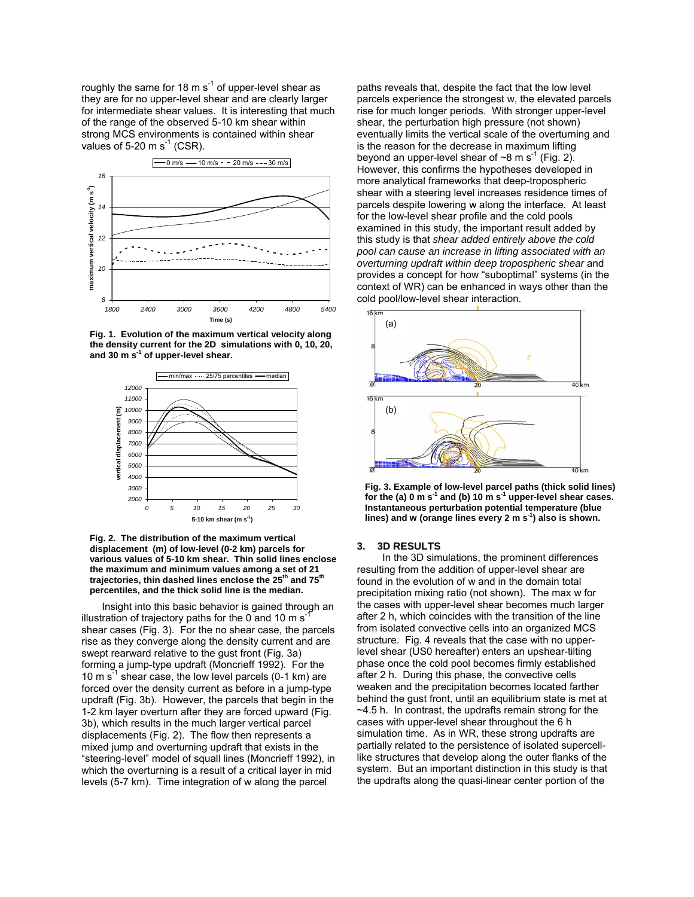roughly the same for 18 m s$^{-1}$ of upper-level shear as they are for no upper-level shear and are clearly larger for intermediate shear values. It is interesting that much of the range of the observed 5-10 km shear within strong MCS environments is contained within shear values of 5-20 m s$^{-1}$ (CSR).

**Fig. 1. Evolution of the maximum vertical velocity along the density current for the 2D simulations with 0, 10, 20, and 30 m s$^{-1}$ of upper-level shear.**

**Fig. 2. The distribution of the maximum vertical displacement (m) of low-level (0-2 km) parcels for various values of 5-10 km shear. Thin solid lines enclose the maximum and minimum values among a set of 21 trajectories, thin dashed lines enclose the 25$^{th}$ and 75$^{th}$ percentiles, and the thick solid line is the median.**

Insight into this basic behavior is gained through an illustration of trajectory paths for the 0 and 10 m s$^{-1}$ shear cases (Fig. 3). For the no shear case, the parcels rise as they converge along the density current and are swept rearward relative to the gust front (Fig. 3a) forming a jump-type updraft (Moncrieff 1992). For the 10 m s$^{-1}$ shear case, the low level parcels (0-1 km) are forced over the density current as before in a jump-type updraft (Fig. 3b). However, the parcels that begin in the 1-2 km layer overturn after they are forced upward (Fig. 3b), which results in the much larger vertical parcel displacements (Fig. 2). The flow then represents a mixed jump and overturning updraft that exists in the "steering-level" model of squall lines (Moncrieff 1992), in which the overturning is a result of a critical layer in mid levels (5-7 km). Time integration of w along the parcel paths reveals that, despite the fact that the low level parcels experience the strongest w, the elevated parcels rise for much longer periods. With stronger upper-level shear, the perturbation high pressure (not shown) eventually limits the vertical scale of the overturning and is the reason for the decrease in maximum lifting beyond an upper-level shear of ~8 m s$^{-1}$ (Fig. 2). However, this confirms the hypotheses developed in more analytical frameworks that deep-tropospheric shear with a steering level increases residence times of parcels despite lowering w along the interface. At least for the low-level shear profile and the cold pools examined in this study, the important result added by this study is that *shear added entirely above the cold pool can cause an increase in lifting associated with an overturning updraft within deep tropospheric shear* and provides a concept for how "suboptimal" systems (in the context of WR) can be enhanced in ways other than the cold pool/low-level shear interaction.

**Fig. 3. Example of low-level parcel paths (thick solid lines) for the (a) 0 m s$^{-1}$ and (b) 10 m s$^{-1}$ upper-level shear cases. Instantaneous perturbation potential temperature (blue lines) and w (orange lines every 2 m s$^{-1}$) also is shown.**

## 3. 3D RESULTS

In the 3D simulations, the prominent differences resulting from the addition of upper-level shear are found in the evolution of w and in the domain total precipitation mixing ratio (not shown). The max w for the cases with upper-level shear becomes much larger after 2 h, which coincides with the transition of the line from isolated convective cells into an organized MCS structure. Fig. 4 reveals that the case with no upper-level shear (US0 hereafter) enters an upshear-tilting phase once the cold pool becomes firmly established after 2 h. During this phase, the convective cells weaken and the precipitation becomes located farther behind the gust front, until an equilibrium state is met at ~4.5 h. In contrast, the updrafts remain strong for the cases with upper-level shear throughout the 6 h simulation time. As in WR, these strong updrafts are partially related to the persistence of isolated supercell-like structures that develop along the outer flanks of the system. But an important distinction in this study is that the updrafts along the quasi-linear center portion of the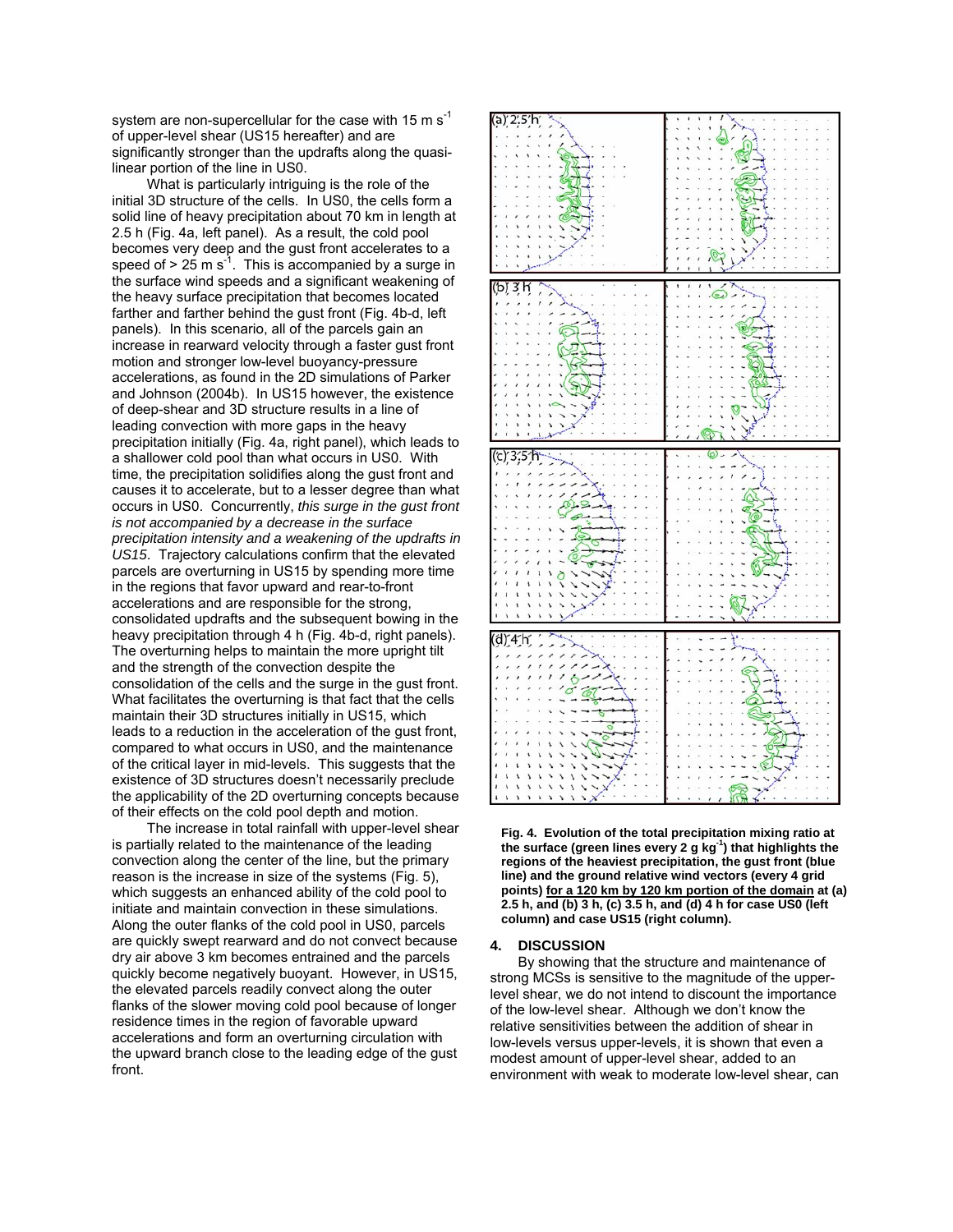system are non-supercellular for the case with 15 m s$^{-1}$ of upper-level shear (US15 hereafter) and are significantly stronger than the updrafts along the quasi-linear portion of the line in US0.

What is particularly intriguing is the role of the initial 3D structure of the cells. In US0, the cells form a solid line of heavy precipitation about 70 km in length at 2.5 h (Fig. 4a, left panel). As a result, the cold pool becomes very deep and the gust front accelerates to a speed of > 25 m s$^{-1}$. This is accompanied by a surge in the surface wind speeds and a significant weakening of the heavy surface precipitation that becomes located farther and farther behind the gust front (Fig. 4b-d, left panels). In this scenario, all of the parcels gain an increase in rearward velocity through a faster gust front motion and stronger low-level buoyancy-pressure accelerations, as found in the 2D simulations of Parker and Johnson (2004b). In US15 however, the existence of deep-shear and 3D structure results in a line of leading convection with more gaps in the heavy precipitation initially (Fig. 4a, right panel), which leads to a shallower cold pool than what occurs in US0. With time, the precipitation solidifies along the gust front and causes it to accelerate, but to a lesser degree than what occurs in US0. Concurrently, *this surge in the gust front is not accompanied by a decrease in the surface precipitation intensity and a weakening of the updrafts in US15*. Trajectory calculations confirm that the elevated parcels are overturning in US15 by spending more time in the regions that favor upward and rear-to-front accelerations and are responsible for the strong, consolidated updrafts and the subsequent bowing in the heavy precipitation through 4 h (Fig. 4b-d, right panels). The overturning helps to maintain the more upright tilt and the strength of the convection despite the consolidation of the cells and the surge in the gust front. What facilitates the overturning is that fact that the cells maintain their 3D structures initially in US15, which leads to a reduction in the acceleration of the gust front, compared to what occurs in US0, and the maintenance of the critical layer in mid-levels. This suggests that the existence of 3D structures doesn't necessarily preclude the applicability of the 2D overturning concepts because of their effects on the cold pool depth and motion.

The increase in total rainfall with upper-level shear is partially related to the maintenance of the leading convection along the center of the line, but the primary reason is the increase in size of the systems (Fig. 5), which suggests an enhanced ability of the cold pool to initiate and maintain convection in these simulations. Along the outer flanks of the cold pool in US0, parcels are quickly swept rearward and do not convect because dry air above 3 km becomes entrained and the parcels quickly become negatively buoyant. However, in US15, the elevated parcels readily convect along the outer flanks of the slower moving cold pool because of longer residence times in the region of favorable upward accelerations and form an overturning circulation with the upward branch close to the leading edge of the gust front.

**Fig. 4. Evolution of the total precipitation mixing ratio at the surface (green lines every 2 g kg$^{-1}$) that highlights the regions of the heaviest precipitation, the gust front (blue line) and the ground relative wind vectors (every 4 grid points) <u>for a 120 km by 120 km portion of the domain</u> at (a) 2.5 h, and (b) 3 h, (c) 3.5 h, and (d) 4 h for case US0 (left column) and case US15 (right column).**

## 4. DISCUSSION

By showing that the structure and maintenance of strong MCSs is sensitive to the magnitude of the upper-level shear, we do not intend to discount the importance of the low-level shear. Although we don't know the relative sensitivities between the addition of shear in low-levels versus upper-levels, it is shown that even a modest amount of upper-level shear, added to an environment with weak to moderate low-level shear, can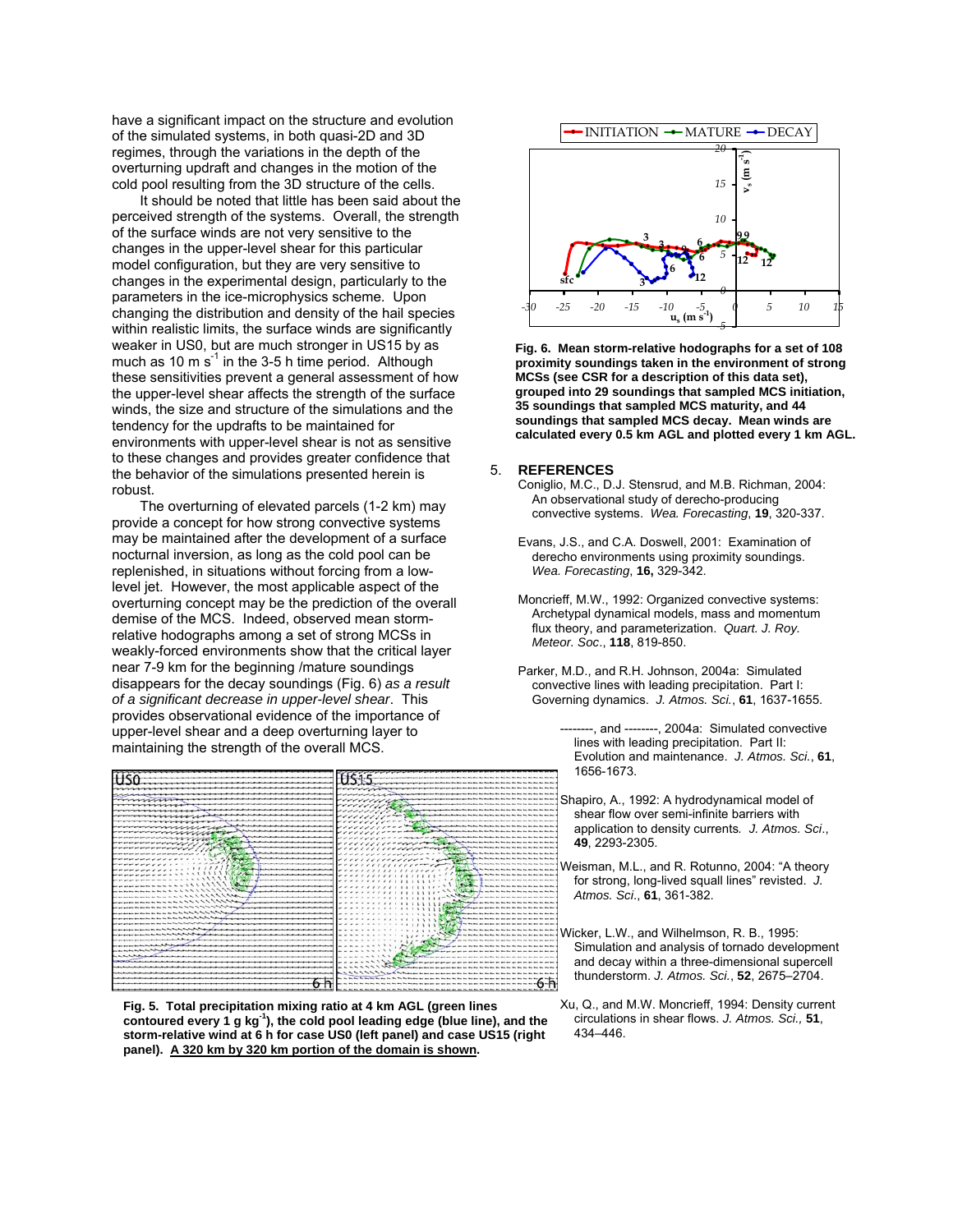have a significant impact on the structure and evolution of the simulated systems, in both quasi-2D and 3D regimes, through the variations in the depth of the overturning updraft and changes in the motion of the cold pool resulting from the 3D structure of the cells.

It should be noted that little has been said about the perceived strength of the systems. Overall, the strength of the surface winds are not very sensitive to the changes in the upper-level shear for this particular model configuration, but they are very sensitive to changes in the experimental design, particularly to the parameters in the ice-microphysics scheme. Upon changing the distribution and density of the hail species within realistic limits, the surface winds are significantly weaker in US0, but are much stronger in US15 by as much as 10 m s$^{-1}$ in the 3-5 h time period. Although these sensitivities prevent a general assessment of how the upper-level shear affects the strength of the surface winds, the size and structure of the simulations and the tendency for the updrafts to be maintained for environments with upper-level shear is not as sensitive to these changes and provides greater confidence that the behavior of the simulations presented herein is robust.

The overturning of elevated parcels (1-2 km) may provide a concept for how strong convective systems may be maintained after the development of a surface nocturnal inversion, as long as the cold pool can be replenished, in situations without forcing from a low-level jet. However, the most applicable aspect of the overturning concept may be the prediction of the overall demise of the MCS. Indeed, observed mean storm-relative hodographs among a set of strong MCSs in weakly-forced environments show that the critical layer near 7-9 km for the beginning /mature soundings disappears for the decay soundings (Fig. 6) *as a result of a significant decrease in upper-level shear*. This provides observational evidence of the importance of upper-level shear and a deep overturning layer to maintaining the strength of the overall MCS.

US0

6 h

US15

6 h

**Fig. 5. Total precipitation mixing ratio at 4 km AGL (green lines contoured every 1 g kg$^{-1}$), the cold pool leading edge (blue line), and the storm-relative wind at 6 h for case US0 (left panel) and case US15 (right panel). A 320 km by 320 km portion of the domain is shown.**

INITIATION MATURE DECAY

20
15
10
5
0
-5
$v_s$ (m s$^{-1}$)
-30 -25 -20 -15 -10 -5 0 5 10 15
$u_s$ (m s$^{-1}$)
sfc 3 3 9 6 6 6 3 12 9 9 12 12

**Fig. 6. Mean storm-relative hodographs for a set of 108 proximity soundings taken in the environment of strong MCSs (see CSR for a description of this data set), grouped into 29 soundings that sampled MCS initiation, 35 soundings that sampled MCS maturity, and 44 soundings that sampled MCS decay. Mean winds are calculated every 0.5 km AGL and plotted every 1 km AGL.**

## 5. REFERENCES

Coniglio, M.C., D.J. Stensrud, and M.B. Richman, 2004: An observational study of derecho-producing convective systems. *Wea. Forecasting*, **19**, 320-337.

Evans, J.S., and C.A. Doswell, 2001: Examination of derecho environments using proximity soundings. *Wea. Forecasting*, **16,** 329-342.

Moncrieff, M.W., 1992: Organized convective systems: Archetypal dynamical models, mass and momentum flux theory, and parameterization. *Quart. J. Roy. Meteor. Soc*., **118**, 819-850.

Parker, M.D., and R.H. Johnson, 2004a: Simulated convective lines with leading precipitation. Part I: Governing dynamics. *J. Atmos. Sci.*, **61**, 1637-1655.

--------, and --------, 2004a: Simulated convective lines with leading precipitation. Part II: Evolution and maintenance. *J. Atmos. Sci.*, **61**, 1656-1673.

Shapiro, A., 1992: A hydrodynamical model of shear flow over semi-infinite barriers with application to density currents*. J. Atmos. Sci*., **49**, 2293-2305.

Weisman, M.L., and R. Rotunno, 2004: "A theory for strong, long-lived squall lines" revisted. *J. Atmos. Sci*., **61**, 361-382.

Wicker, L.W., and Wilhelmson, R. B., 1995: Simulation and analysis of tornado development and decay within a three-dimensional supercell thunderstorm. *J. Atmos. Sci.*, **52**, 2675–2704.

Xu, Q., and M.W. Moncrieff, 1994: Density current circulations in shear flows. *J. Atmos. Sci.,* **51**, 434–446.